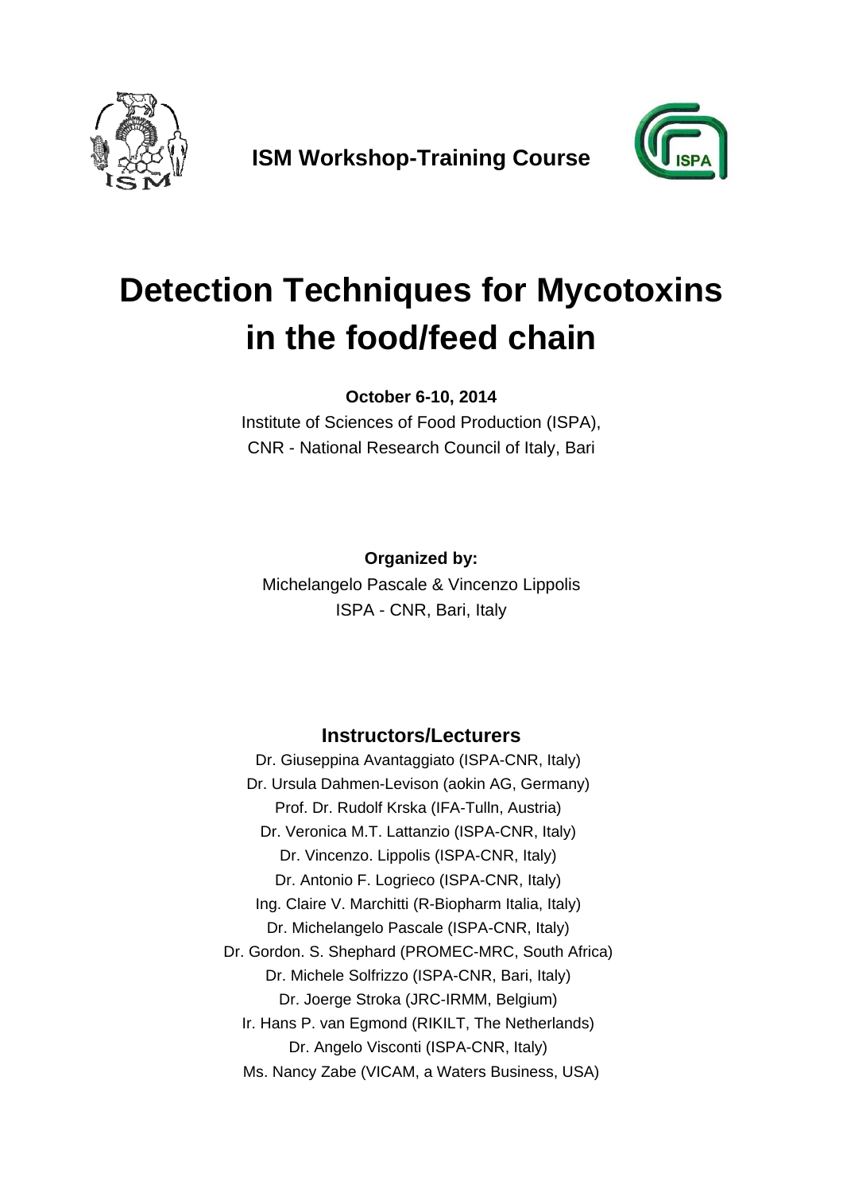**ISM Workshop-Training Course**

# Detection Techniques for Mycotoxins in the food/feed chain

**October 6-10, 2014**

Institute of Sciences of Food Production (ISPA),
CNR - National Research Council of Italy, Bari

**Organized by:**

Michelangelo Pascale & Vincenzo Lippolis
ISPA - CNR, Bari, Italy

## Instructors/Lecturers

Dr. Giuseppina Avantaggiato (ISPA-CNR, Italy)
Dr. Ursula Dahmen-Levison (aokin AG, Germany)
Prof. Dr. Rudolf Krska (IFA-Tulln, Austria)
Dr. Veronica M.T. Lattanzio (ISPA-CNR, Italy)
Dr. Vincenzo. Lippolis (ISPA-CNR, Italy)
Dr. Antonio F. Logrieco (ISPA-CNR, Italy)
Ing. Claire V. Marchitti (R-Biopharm Italia, Italy)
Dr. Michelangelo Pascale (ISPA-CNR, Italy)
Dr. Gordon. S. Shephard (PROMEC-MRC, South Africa)
Dr. Michele Solfrizzo (ISPA-CNR, Bari, Italy)
Dr. Joerge Stroka (JRC-IRMM, Belgium)
Ir. Hans P. van Egmond (RIKILT, The Netherlands)
Dr. Angelo Visconti (ISPA-CNR, Italy)
Ms. Nancy Zabe (VICAM, a Waters Business, USA)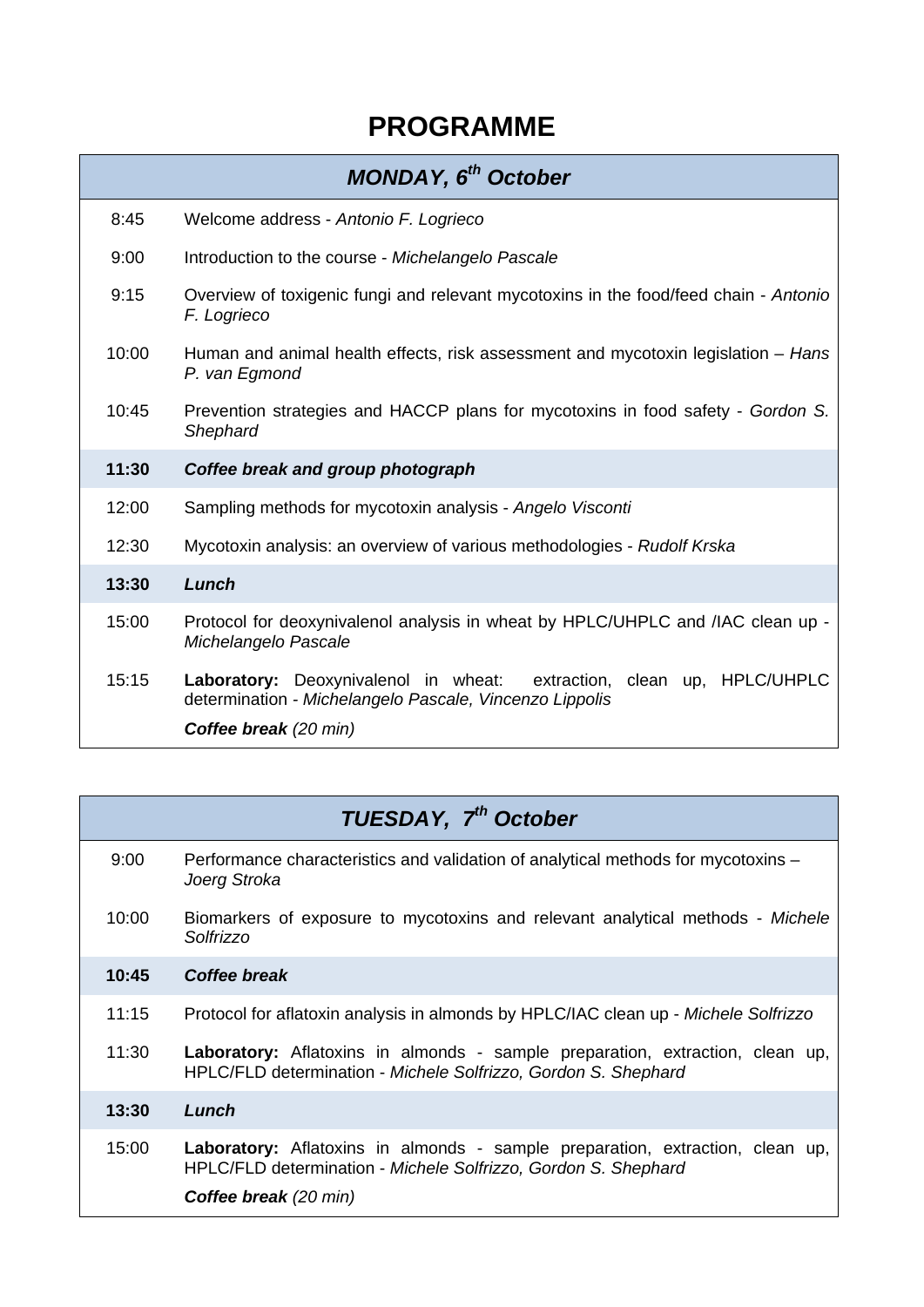# PROGRAMME

| *MONDAY, 6th October* | |
|---|---|
| 8:45 | Welcome address - *Antonio F. Logrieco* |
| 9:00 | Introduction to the course - *Michelangelo Pascale* |
| 9:15 | Overview of toxigenic fungi and relevant mycotoxins in the food/feed chain - *Antonio F. Logrieco* |
| 10:00 | Human and animal health effects, risk assessment and mycotoxin legislation – *Hans P. van Egmond* |
| 10:45 | Prevention strategies and HACCP plans for mycotoxins in food safety - *Gordon S. Shephard* |
| **11:30** | ***Coffee break and group photograph*** |
| 12:00 | Sampling methods for mycotoxin analysis - *Angelo Visconti* |
| 12:30 | Mycotoxin analysis: an overview of various methodologies - *Rudolf Krska* |
| **13:30** | ***Lunch*** |
| 15:00 | Protocol for deoxynivalenol analysis in wheat by HPLC/UHPLC and /IAC clean up - *Michelangelo Pascale* |
| 15:15 | **Laboratory:** Deoxynivalenol in wheat: extraction, clean up, HPLC/UHPLC determination - *Michelangelo Pascale, Vincenzo Lippolis* |
| | ***Coffee break*** *(20 min)* |

| *TUESDAY, 7th October* | |
|---|---|
| 9:00 | Performance characteristics and validation of analytical methods for mycotoxins – *Joerg Stroka* |
| 10:00 | Biomarkers of exposure to mycotoxins and relevant analytical methods - *Michele Solfrizzo* |
| **10:45** | ***Coffee break*** |
| 11:15 | Protocol for aflatoxin analysis in almonds by HPLC/IAC clean up - *Michele Solfrizzo* |
| 11:30 | **Laboratory:** Aflatoxins in almonds - sample preparation, extraction, clean up, HPLC/FLD determination - *Michele Solfrizzo, Gordon S. Shephard* |
| **13:30** | ***Lunch*** |
| 15:00 | **Laboratory:** Aflatoxins in almonds - sample preparation, extraction, clean up, HPLC/FLD determination - *Michele Solfrizzo, Gordon S. Shephard* |
| | ***Coffee break*** *(20 min)* |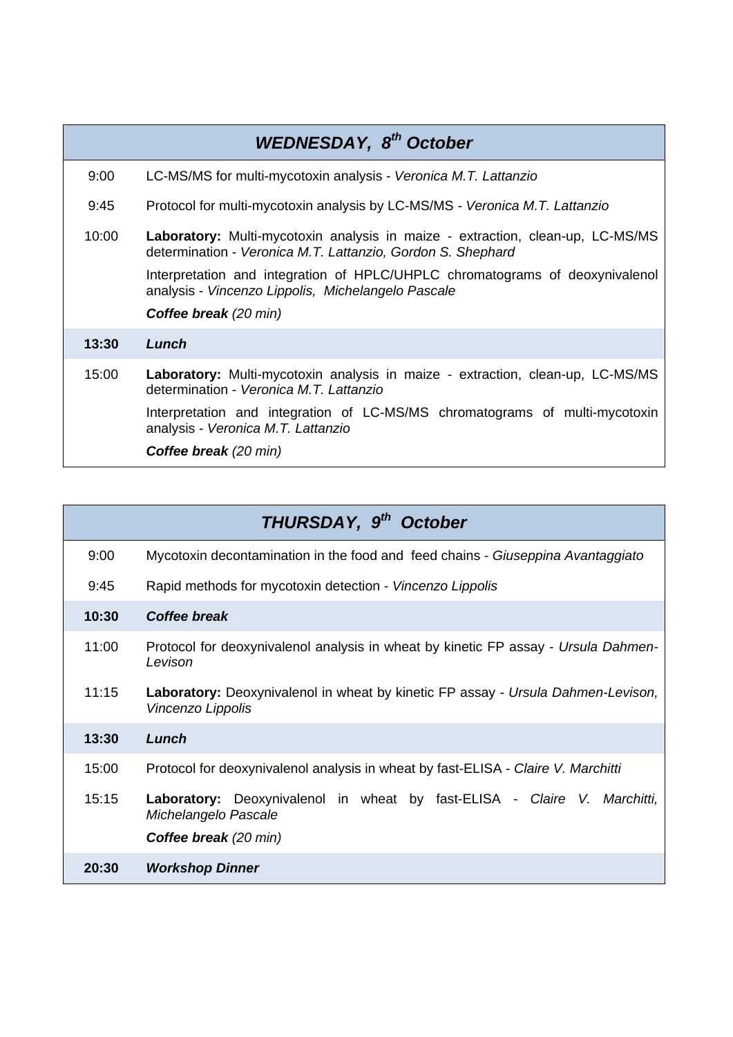| ***WEDNESDAY, 8th October*** | |
|---|---|
| 9:00 | LC-MS/MS for multi-mycotoxin analysis - *Veronica M.T. Lattanzio* |
| 9:45 | Protocol for multi-mycotoxin analysis by LC-MS/MS - *Veronica M.T. Lattanzio* |
| 10:00 | **Laboratory:** Multi-mycotoxin analysis in maize - extraction, clean-up, LC-MS/MS determination - *Veronica M.T. Lattanzio, Gordon S. Shephard* |
| | Interpretation and integration of HPLC/UHPLC chromatograms of deoxynivalenol analysis - *Vincenzo Lippolis, Michelangelo Pascale* |
| | ***Coffee break*** *(20 min)* |
| **13:30** | ***Lunch*** |
| 15:00 | **Laboratory:** Multi-mycotoxin analysis in maize - extraction, clean-up, LC-MS/MS determination - *Veronica M.T. Lattanzio* |
| | Interpretation and integration of LC-MS/MS chromatograms of multi-mycotoxin analysis - *Veronica M.T. Lattanzio* |
| | ***Coffee break*** *(20 min)* |

| ***THURSDAY, 9th October*** | |
|---|---|
| 9:00 | Mycotoxin decontamination in the food and feed chains - *Giuseppina Avantaggiato* |
| 9:45 | Rapid methods for mycotoxin detection - *Vincenzo Lippolis* |
| **10:30** | ***Coffee break*** |
| 11:00 | Protocol for deoxynivalenol analysis in wheat by kinetic FP assay - *Ursula Dahmen-Levison* |
| 11:15 | **Laboratory:** Deoxynivalenol in wheat by kinetic FP assay - *Ursula Dahmen-Levison, Vincenzo Lippolis* |
| **13:30** | ***Lunch*** |
| 15:00 | Protocol for deoxynivalenol analysis in wheat by fast-ELISA - *Claire V. Marchitti* |
| 15:15 | **Laboratory:** Deoxynivalenol in wheat by fast-ELISA - *Claire V. Marchitti, Michelangelo Pascale* |
| | ***Coffee break*** *(20 min)* |
| **20:30** | ***Workshop Dinner*** |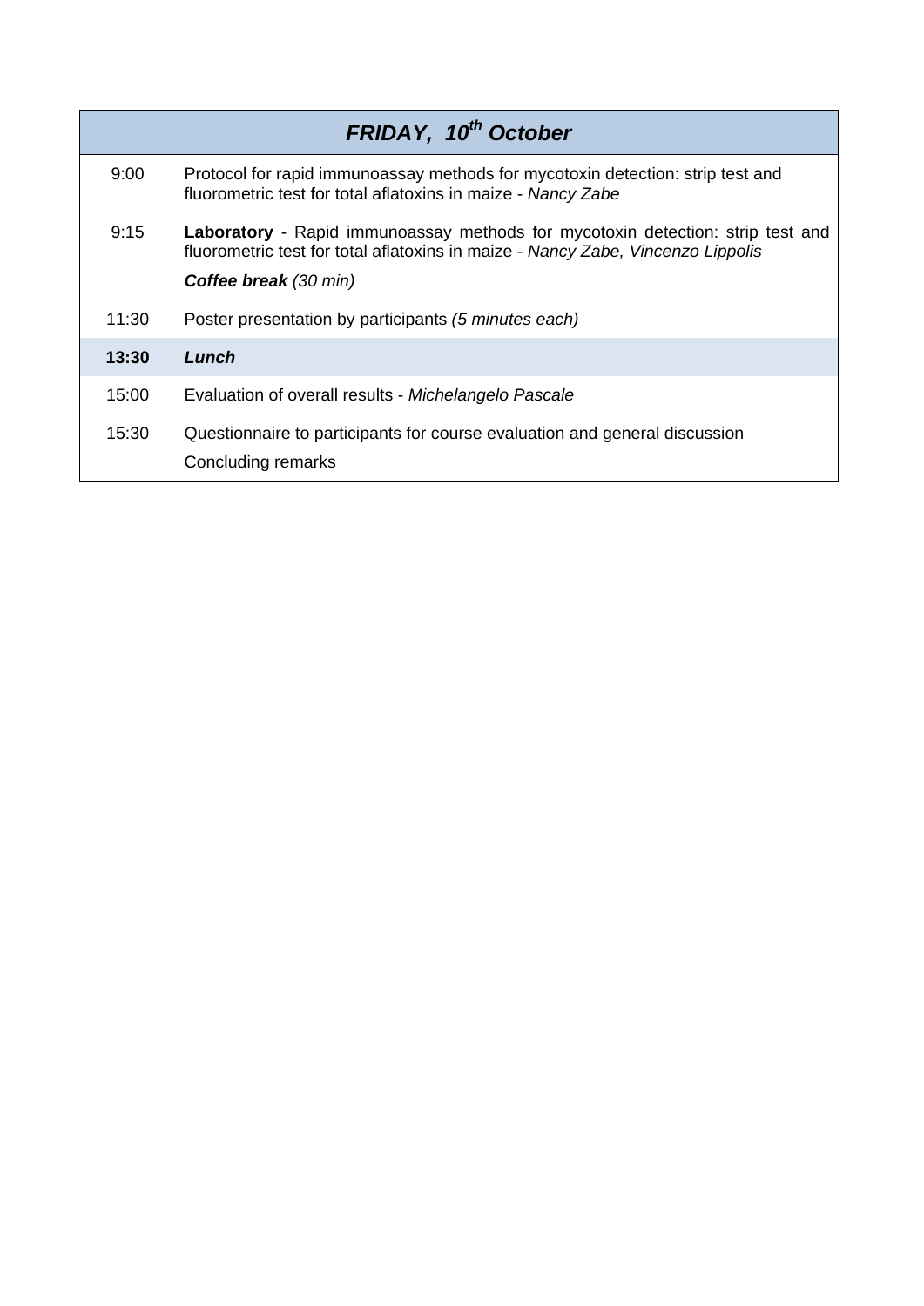| *FRIDAY, 10th October* | |
|---|---|
| 9:00 | Protocol for rapid immunoassay methods for mycotoxin detection: strip test and fluorometric test for total aflatoxins in maize - *Nancy Zabe* |
| 9:15 | **Laboratory** - Rapid immunoassay methods for mycotoxin detection: strip test and fluorometric test for total aflatoxins in maize - *Nancy Zabe, Vincenzo Lippolis* |
| | ***Coffee break*** *(30 min)* |
| 11:30 | Poster presentation by participants *(5 minutes each)* |
| **13:30** | ***Lunch*** |
| 15:00 | Evaluation of overall results - *Michelangelo Pascale* |
| 15:30 | Questionnaire to participants for course evaluation and general discussion |
| | Concluding remarks |